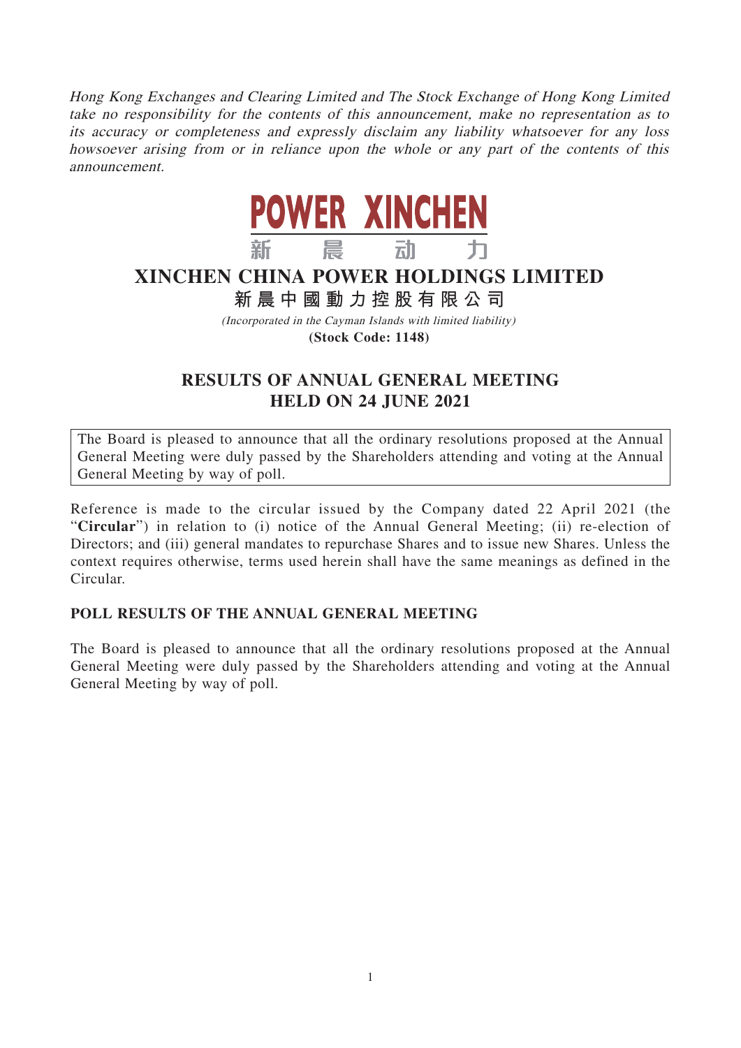*Hong Kong Exchanges and Clearing Limited and The Stock Exchange of Hong Kong Limited take no responsibility for the contents of this announcement, make no representation as to its accuracy or completeness and expressly disclaim any liability whatsoever for any loss howsoever arising from or in reliance upon the whole or any part of the contents of this announcement.*

POWER XINCHEN

新 晨 动 力

# XINCHEN CHINA POWER HOLDINGS LIMITED

**新晨中國動力控股有限公司**

*(Incorporated in the Cayman Islands with limited liability)*

**(Stock Code: 1148)**

## RESULTS OF ANNUAL GENERAL MEETING HELD ON 24 JUNE 2021

The Board is pleased to announce that all the ordinary resolutions proposed at the Annual General Meeting were duly passed by the Shareholders attending and voting at the Annual General Meeting by way of poll.

Reference is made to the circular issued by the Company dated 22 April 2021 (the "**Circular**") in relation to (i) notice of the Annual General Meeting; (ii) re-election of Directors; and (iii) general mandates to repurchase Shares and to issue new Shares. Unless the context requires otherwise, terms used herein shall have the same meanings as defined in the Circular.

### POLL RESULTS OF THE ANNUAL GENERAL MEETING

The Board is pleased to announce that all the ordinary resolutions proposed at the Annual General Meeting were duly passed by the Shareholders attending and voting at the Annual General Meeting by way of poll.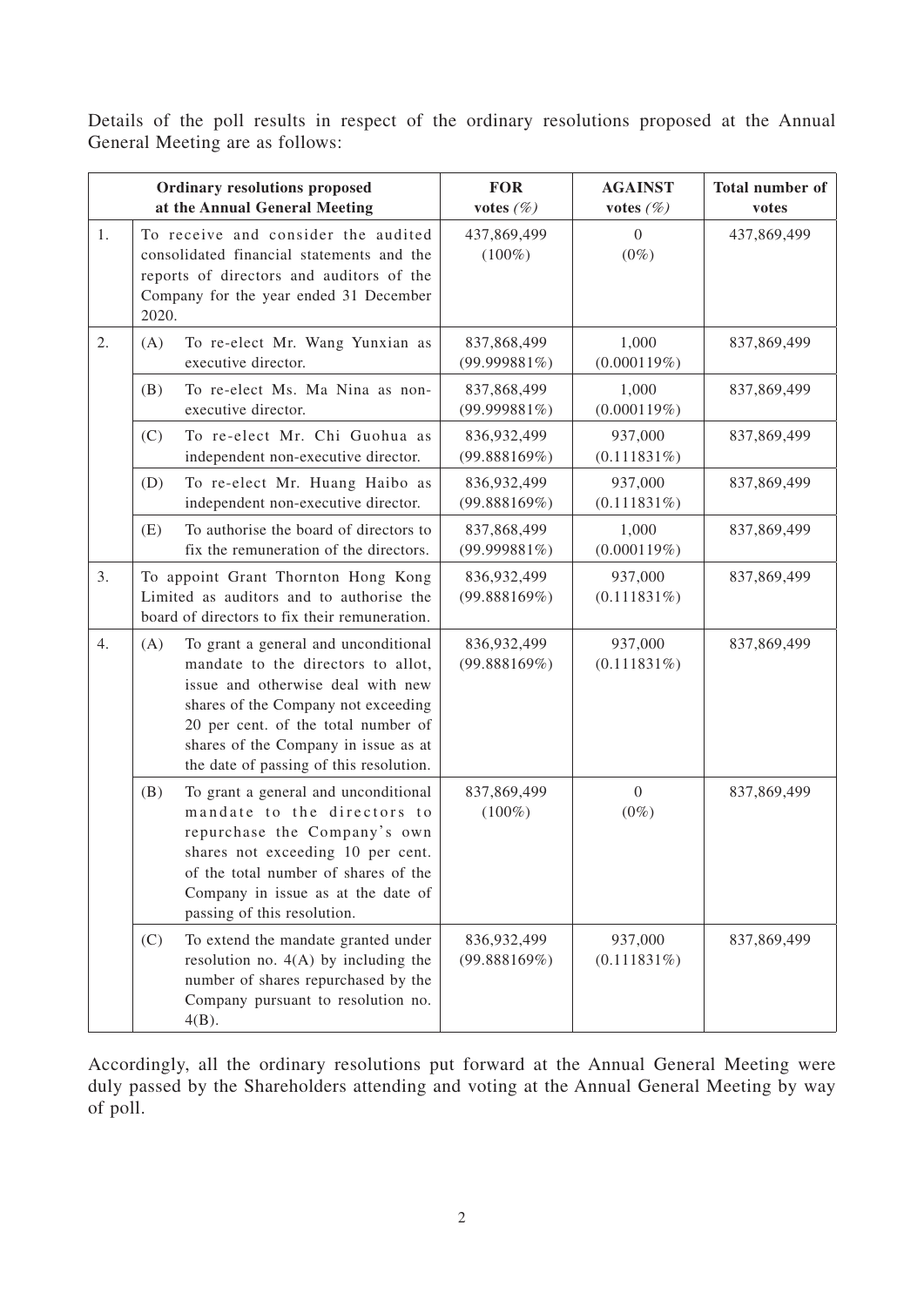Details of the poll results in respect of the ordinary resolutions proposed at the Annual General Meeting are as follows:

| Ordinary resolutions proposed at the Annual General Meeting | | FOR votes (%) | AGAINST votes (%) | Total number of votes |
|---|---|---|---|---|
| 1. | To receive and consider the audited consolidated financial statements and the reports of directors and auditors of the Company for the year ended 31 December 2020. | 437,869,499 (100%) | 0 (0%) | 437,869,499 |
| 2. | (A) To re-elect Mr. Wang Yunxian as executive director. | 837,868,499 (99.999881%) | 1,000 (0.000119%) | 837,869,499 |
| | (B) To re-elect Ms. Ma Nina as non-executive director. | 837,868,499 (99.999881%) | 1,000 (0.000119%) | 837,869,499 |
| | (C) To re-elect Mr. Chi Guohua as independent non-executive director. | 836,932,499 (99.888169%) | 937,000 (0.111831%) | 837,869,499 |
| | (D) To re-elect Mr. Huang Haibo as independent non-executive director. | 836,932,499 (99.888169%) | 937,000 (0.111831%) | 837,869,499 |
| | (E) To authorise the board of directors to fix the remuneration of the directors. | 837,868,499 (99.999881%) | 1,000 (0.000119%) | 837,869,499 |
| 3. | To appoint Grant Thornton Hong Kong Limited as auditors and to authorise the board of directors to fix their remuneration. | 836,932,499 (99.888169%) | 937,000 (0.111831%) | 837,869,499 |
| 4. | (A) To grant a general and unconditional mandate to the directors to allot, issue and otherwise deal with new shares of the Company not exceeding 20 per cent. of the total number of shares of the Company in issue as at the date of passing of this resolution. | 836,932,499 (99.888169%) | 937,000 (0.111831%) | 837,869,499 |
| | (B) To grant a general and unconditional mandate to the directors to repurchase the Company's own shares not exceeding 10 per cent. of the total number of shares of the Company in issue as at the date of passing of this resolution. | 837,869,499 (100%) | 0 (0%) | 837,869,499 |
| | (C) To extend the mandate granted under resolution no. 4(A) by including the number of shares repurchased by the Company pursuant to resolution no. 4(B). | 836,932,499 (99.888169%) | 937,000 (0.111831%) | 837,869,499 |

Accordingly, all the ordinary resolutions put forward at the Annual General Meeting were duly passed by the Shareholders attending and voting at the Annual General Meeting by way of poll.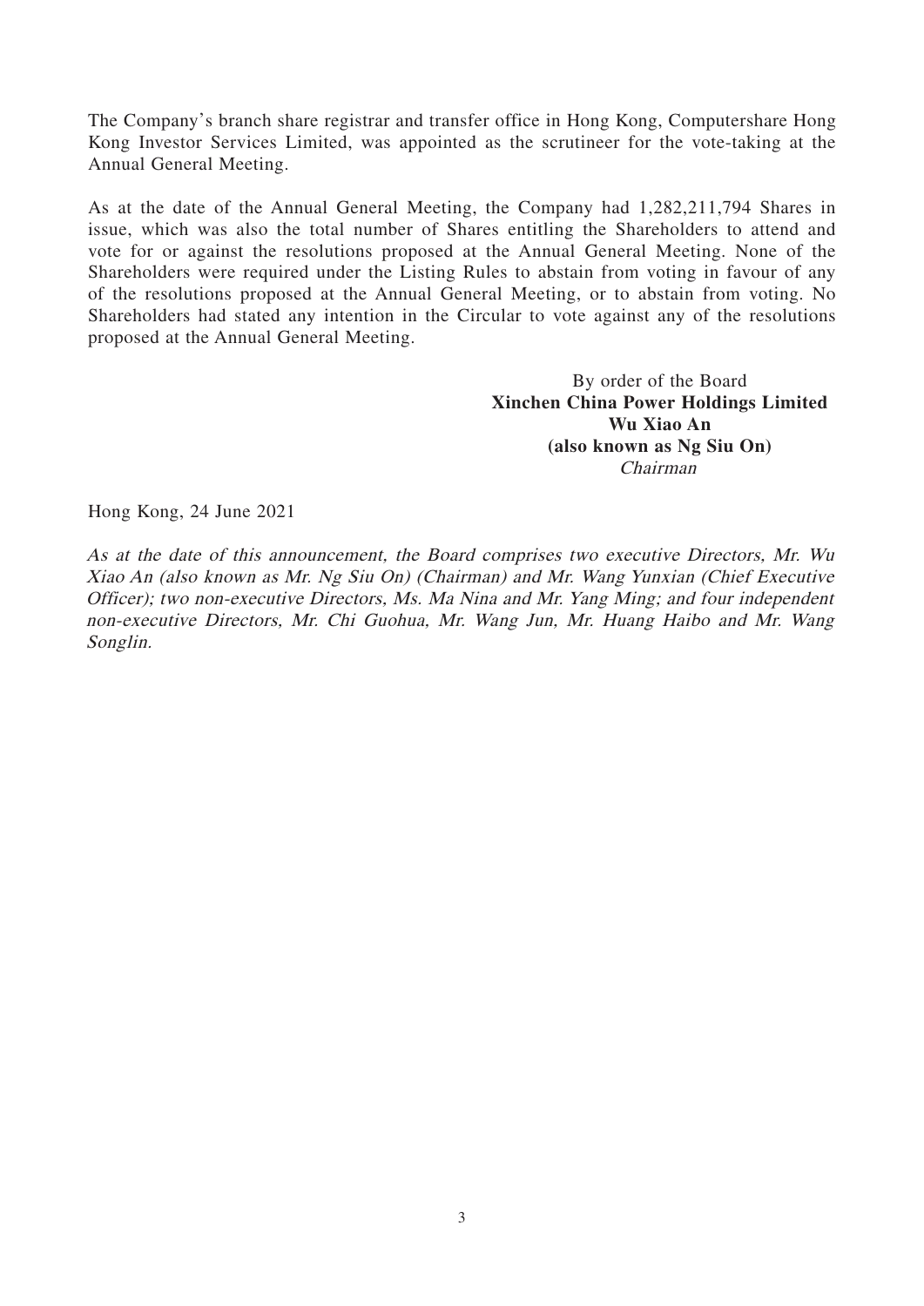The Company's branch share registrar and transfer office in Hong Kong, Computershare Hong Kong Investor Services Limited, was appointed as the scrutineer for the vote-taking at the Annual General Meeting.

As at the date of the Annual General Meeting, the Company had 1,282,211,794 Shares in issue, which was also the total number of Shares entitling the Shareholders to attend and vote for or against the resolutions proposed at the Annual General Meeting. None of the Shareholders were required under the Listing Rules to abstain from voting in favour of any of the resolutions proposed at the Annual General Meeting, or to abstain from voting. No Shareholders had stated any intention in the Circular to vote against any of the resolutions proposed at the Annual General Meeting.

By order of the Board
**Xinchen China Power Holdings Limited**
**Wu Xiao An**
**(also known as Ng Siu On)**
*Chairman*

Hong Kong, 24 June 2021

*As at the date of this announcement, the Board comprises two executive Directors, Mr. Wu Xiao An (also known as Mr. Ng Siu On) (Chairman) and Mr. Wang Yunxian (Chief Executive Officer); two non-executive Directors, Ms. Ma Nina and Mr. Yang Ming; and four independent non-executive Directors, Mr. Chi Guohua, Mr. Wang Jun, Mr. Huang Haibo and Mr. Wang Songlin.*